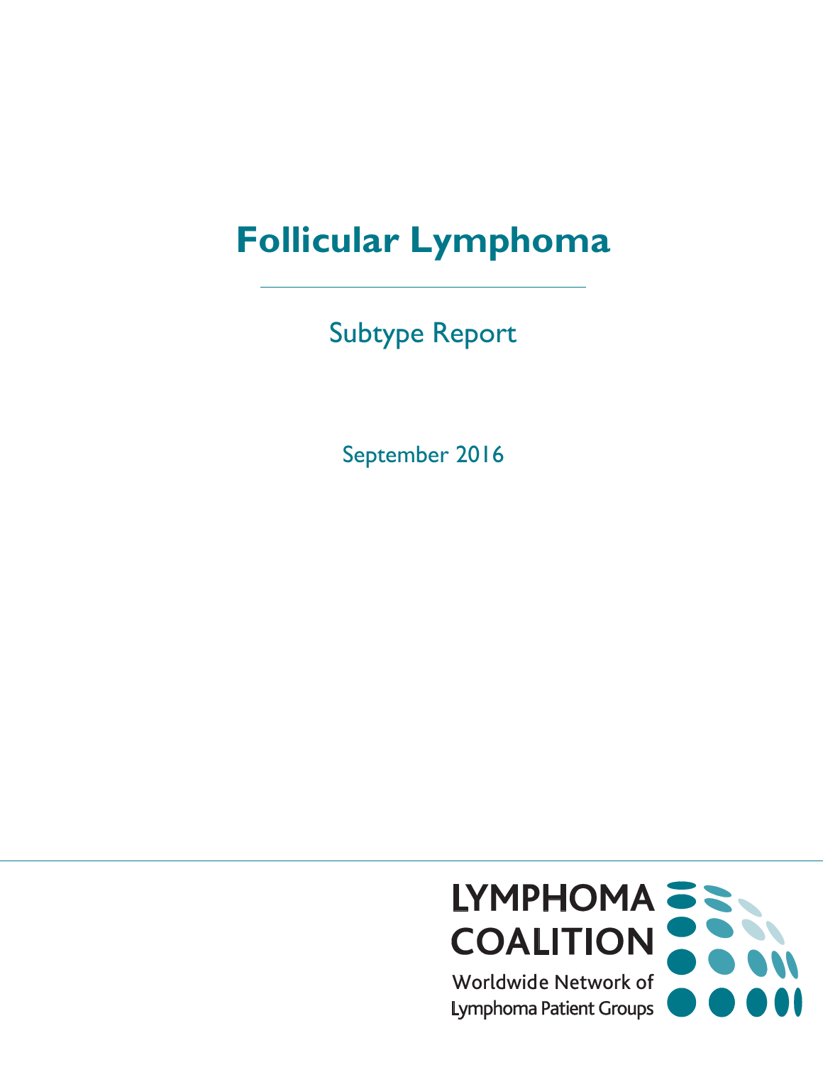# Follicular Lymphoma

## Subtype Report

September 2016

LYMPHOMA COALITION

Worldwide Network of Lymphoma Patient Groups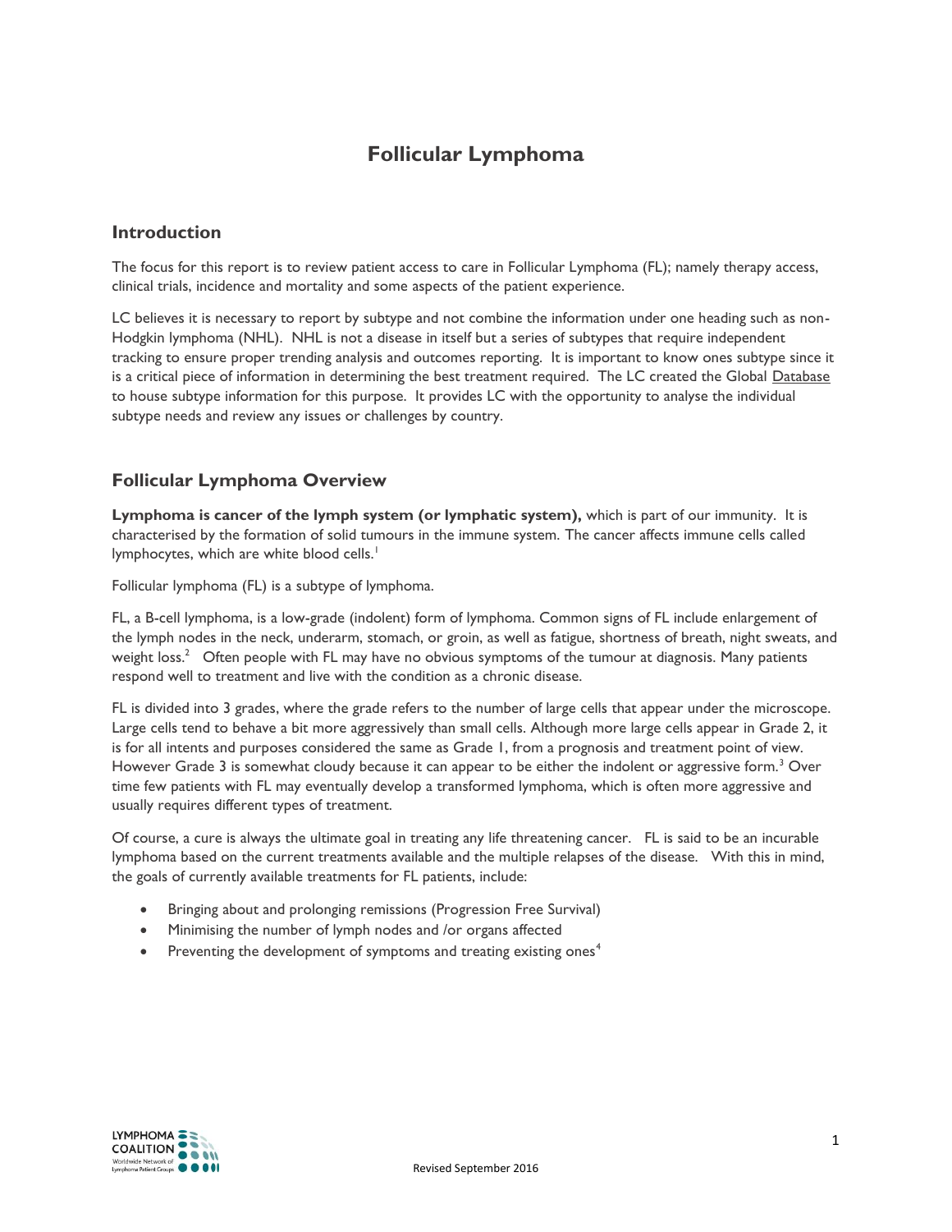# Follicular Lymphoma

## Introduction

The focus for this report is to review patient access to care in Follicular Lymphoma (FL); namely therapy access, clinical trials, incidence and mortality and some aspects of the patient experience.

LC believes it is necessary to report by subtype and not combine the information under one heading such as non-Hodgkin lymphoma (NHL). NHL is not a disease in itself but a series of subtypes that require independent tracking to ensure proper trending analysis and outcomes reporting. It is important to know ones subtype since it is a critical piece of information in determining the best treatment required. The LC created the Global Database to house subtype information for this purpose. It provides LC with the opportunity to analyse the individual subtype needs and review any issues or challenges by country.

## Follicular Lymphoma Overview

**Lymphoma is cancer of the lymph system (or lymphatic system),** which is part of our immunity. It is characterised by the formation of solid tumours in the immune system. The cancer affects immune cells called lymphocytes, which are white blood cells.[1]

Follicular lymphoma (FL) is a subtype of lymphoma.

FL, a B-cell lymphoma, is a low-grade (indolent) form of lymphoma. Common signs of FL include enlargement of the lymph nodes in the neck, underarm, stomach, or groin, as well as fatigue, shortness of breath, night sweats, and weight loss.[2] Often people with FL may have no obvious symptoms of the tumour at diagnosis. Many patients respond well to treatment and live with the condition as a chronic disease.

FL is divided into 3 grades, where the grade refers to the number of large cells that appear under the microscope. Large cells tend to behave a bit more aggressively than small cells. Although more large cells appear in Grade 2, it is for all intents and purposes considered the same as Grade 1, from a prognosis and treatment point of view. However Grade 3 is somewhat cloudy because it can appear to be either the indolent or aggressive form.[3] Over time few patients with FL may eventually develop a transformed lymphoma, which is often more aggressive and usually requires different types of treatment.

Of course, a cure is always the ultimate goal in treating any life threatening cancer. FL is said to be an incurable lymphoma based on the current treatments available and the multiple relapses of the disease. With this in mind, the goals of currently available treatments for FL patients, include:

- Bringing about and prolonging remissions (Progression Free Survival)
- Minimising the number of lymph nodes and /or organs affected
- Preventing the development of symptoms and treating existing ones[4]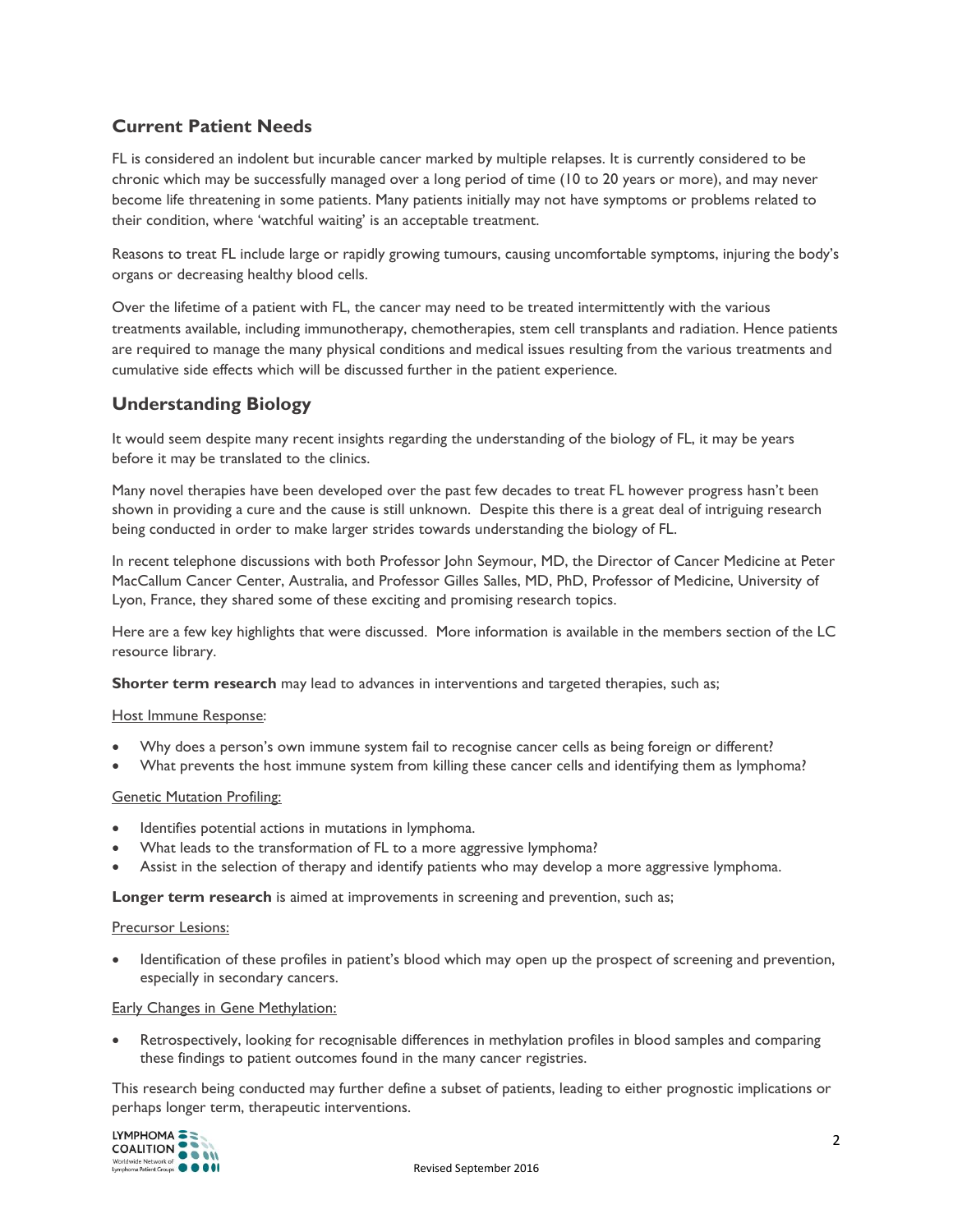## Current Patient Needs

FL is considered an indolent but incurable cancer marked by multiple relapses. It is currently considered to be chronic which may be successfully managed over a long period of time (10 to 20 years or more), and may never become life threatening in some patients. Many patients initially may not have symptoms or problems related to their condition, where 'watchful waiting' is an acceptable treatment.

Reasons to treat FL include large or rapidly growing tumours, causing uncomfortable symptoms, injuring the body's organs or decreasing healthy blood cells.

Over the lifetime of a patient with FL, the cancer may need to be treated intermittently with the various treatments available, including immunotherapy, chemotherapies, stem cell transplants and radiation. Hence patients are required to manage the many physical conditions and medical issues resulting from the various treatments and cumulative side effects which will be discussed further in the patient experience.

## Understanding Biology

It would seem despite many recent insights regarding the understanding of the biology of FL, it may be years before it may be translated to the clinics.

Many novel therapies have been developed over the past few decades to treat FL however progress hasn't been shown in providing a cure and the cause is still unknown. Despite this there is a great deal of intriguing research being conducted in order to make larger strides towards understanding the biology of FL.

In recent telephone discussions with both Professor John Seymour, MD, the Director of Cancer Medicine at Peter MacCallum Cancer Center, Australia, and Professor Gilles Salles, MD, PhD, Professor of Medicine, University of Lyon, France, they shared some of these exciting and promising research topics.

Here are a few key highlights that were discussed. More information is available in the members section of the LC resource library.

**Shorter term research** may lead to advances in interventions and targeted therapies, such as;

Host Immune Response:

- Why does a person's own immune system fail to recognise cancer cells as being foreign or different?
- What prevents the host immune system from killing these cancer cells and identifying them as lymphoma?

Genetic Mutation Profiling:

- Identifies potential actions in mutations in lymphoma.
- What leads to the transformation of FL to a more aggressive lymphoma?
- Assist in the selection of therapy and identify patients who may develop a more aggressive lymphoma.

**Longer term research** is aimed at improvements in screening and prevention, such as;

Precursor Lesions:

- Identification of these profiles in patient's blood which may open up the prospect of screening and prevention, especially in secondary cancers.

Early Changes in Gene Methylation:

- Retrospectively, looking for recognisable differences in methylation profiles in blood samples and comparing these findings to patient outcomes found in the many cancer registries.

This research being conducted may further define a subset of patients, leading to either prognostic implications or perhaps longer term, therapeutic interventions.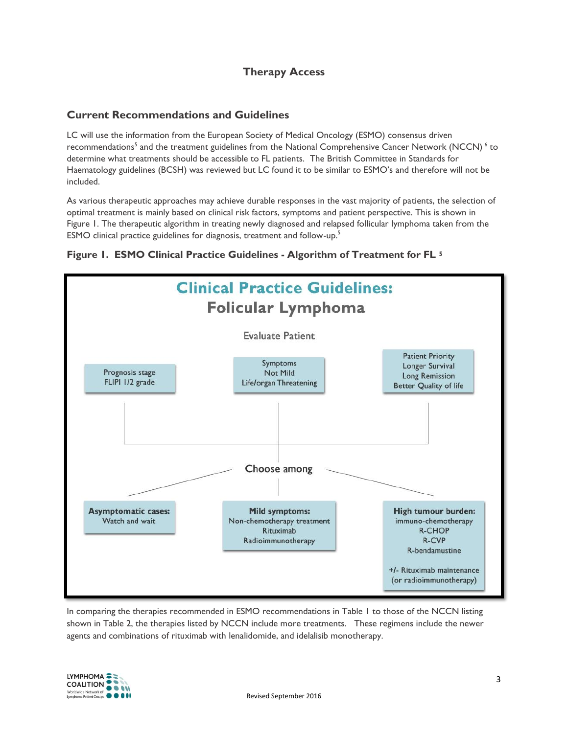## Therapy Access

### Current Recommendations and Guidelines

LC will use the information from the European Society of Medical Oncology (ESMO) consensus driven recommendations[5] and the treatment guidelines from the National Comprehensive Cancer Network (NCCN) [6] to determine what treatments should be accessible to FL patients. The British Committee in Standards for Haematology guidelines (BCSH) was reviewed but LC found it to be similar to ESMO's and therefore will not be included.

As various therapeutic approaches may achieve durable responses in the vast majority of patients, the selection of optimal treatment is mainly based on clinical risk factors, symptoms and patient perspective. This is shown in Figure 1. The therapeutic algorithm in treating newly diagnosed and relapsed follicular lymphoma taken from the ESMO clinical practice guidelines for diagnosis, treatment and follow-up.[5]

**Figure 1. ESMO Clinical Practice Guidelines - Algorithm of Treatment for FL [5]**

**Clinical Practice Guidelines:**
**Folicular Lymphoma**

Evaluate Patient

- Prognosis stage FLIPI 1/2 grade
- Symptoms Not Mild Life/organ Threatening
- Patient Priority Longer Survival Long Remission Better Quality of life

Choose among

- **Asymptomatic cases:** Watch and wait
- **Mild symptoms:** Non-chemotherapy treatment Rituximab Radioimmunotherapy
- **High tumour burden:** immuno-chemotherapy R-CHOP R-CVP R-bendamustine +/- Rituximab maintenance (or radioimmunotherapy)

In comparing the therapies recommended in ESMO recommendations in Table 1 to those of the NCCN listing shown in Table 2, the therapies listed by NCCN include more treatments. These regimens include the newer agents and combinations of rituximab with lenalidomide, and idelalisib monotherapy.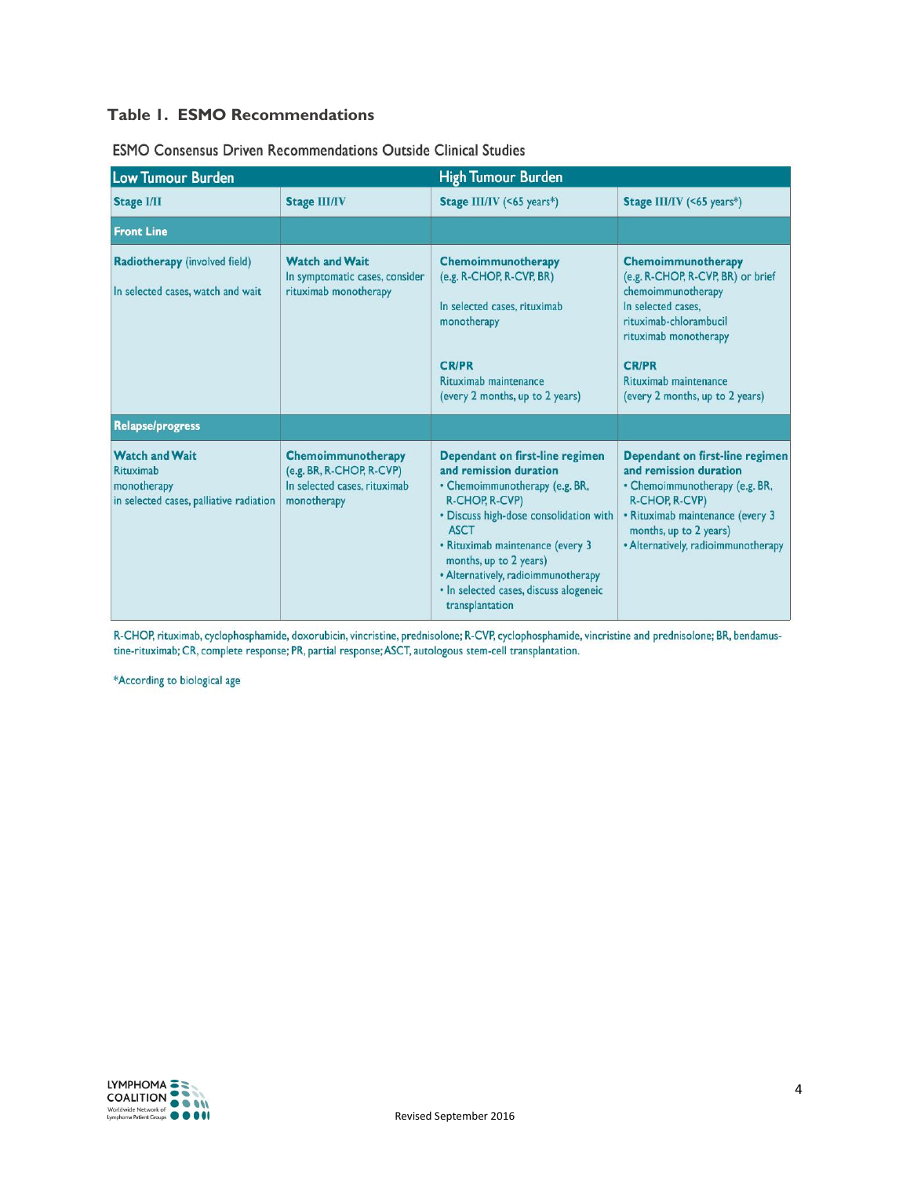### Table 1. ESMO Recommendations

ESMO Consensus Driven Recommendations Outside Clinical Studies

| Low Tumour Burden | | High Tumour Burden | |
|---|---|---|---|
| **Stage I/II** | **Stage III/IV** | **Stage III/IV (<65 years*)** | **Stage III/IV (<65 years*)** |
| **Front Line** | | | |
| **Radiotherapy** (involved field)<br><br>In selected cases, watch and wait | **Watch and Wait**<br>In symptomatic cases, consider rituximab monotherapy | **Chemoimmunotherapy**<br>(e.g. R-CHOP, R-CVP, BR)<br><br>In selected cases, rituximab monotherapy<br><br>**CR/PR**<br>Rituximab maintenance<br>(every 2 months, up to 2 years) | **Chemoimmunotherapy**<br>(e.g. R-CHOP, R-CVP, BR) or brief chemoimmunotherapy<br>In selected cases, rituximab-chlorambucil rituximab monotherapy<br><br>**CR/PR**<br>Rituximab maintenance<br>(every 2 months, up to 2 years) |
| **Relapse/progress** | | | |
| **Watch and Wait**<br>Rituximab monotherapy<br>in selected cases, palliative radiation | **Chemoimmunotherapy**<br>(e.g. BR, R-CHOP, R-CVP)<br>In selected cases, rituximab monotherapy | **Dependant on first-line regimen and remission duration**<br>• Chemoimmunotherapy (e.g. BR, R-CHOP, R-CVP)<br>• Discuss high-dose consolidation with ASCT<br>• Rituximab maintenance (every 3 months, up to 2 years)<br>• Alternatively, radioimmunotherapy<br>• In selected cases, discuss alogeneic transplantation | **Dependant on first-line regimen and remission duration**<br>• Chemoimmunotherapy (e.g. BR, R-CHOP, R-CVP)<br>• Rituximab maintenance (every 3 months, up to 2 years)<br>• Alternatively, radioimmunotherapy |

R-CHOP, rituximab, cyclophosphamide, doxorubicin, vincristine, prednisolone; R-CVP, cyclophosphamide, vincristine and prednisolone; BR, bendamustine-rituximab; CR, complete response; PR, partial response; ASCT, autologous stem-cell transplantation.

*According to biological age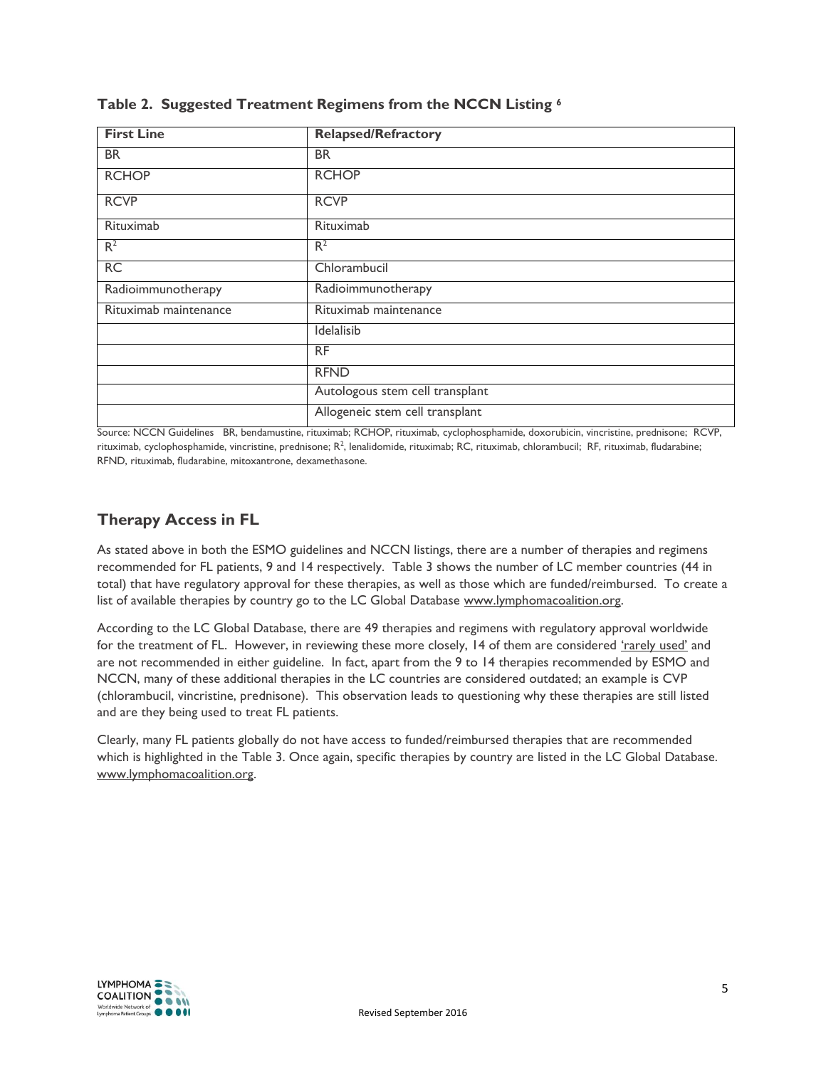**Table 2. Suggested Treatment Regimens from the NCCN Listing [6]**

| First Line | Relapsed/Refractory |
|---|---|
| BR | BR |
| RCHOP | RCHOP |
| RCVP | RCVP |
| Rituximab | Rituximab |
| $R^2$ | $R^2$ |
| RC | Chlorambucil |
| Radioimmunotherapy | Radioimmunotherapy |
| Rituximab maintenance | Rituximab maintenance |
| | Idelalisib |
| | RF |
| | RFND |
| | Autologous stem cell transplant |
| | Allogeneic stem cell transplant |

Source: NCCN Guidelines BR, bendamustine, rituximab; RCHOP, rituximab, cyclophosphamide, doxorubicin, vincristine, prednisone; RCVP, rituximab, cyclophosphamide, vincristine, prednisone; $R^2$, lenalidomide, rituximab; RC, rituximab, chlorambucil; RF, rituximab, fludarabine; RFND, rituximab, fludarabine, mitoxantrone, dexamethasone.

## Therapy Access in FL

As stated above in both the ESMO guidelines and NCCN listings, there are a number of therapies and regimens recommended for FL patients, 9 and 14 respectively. Table 3 shows the number of LC member countries (44 in total) that have regulatory approval for these therapies, as well as those which are funded/reimbursed. To create a list of available therapies by country go to the LC Global Database www.lymphomacoalition.org.

According to the LC Global Database, there are 49 therapies and regimens with regulatory approval worldwide for the treatment of FL. However, in reviewing these more closely, 14 of them are considered 'rarely used' and are not recommended in either guideline. In fact, apart from the 9 to 14 therapies recommended by ESMO and NCCN, many of these additional therapies in the LC countries are considered outdated; an example is CVP (chlorambucil, vincristine, prednisone). This observation leads to questioning why these therapies are still listed and are they being used to treat FL patients.

Clearly, many FL patients globally do not have access to funded/reimbursed therapies that are recommended which is highlighted in the Table 3. Once again, specific therapies by country are listed in the LC Global Database. www.lymphomacoalition.org.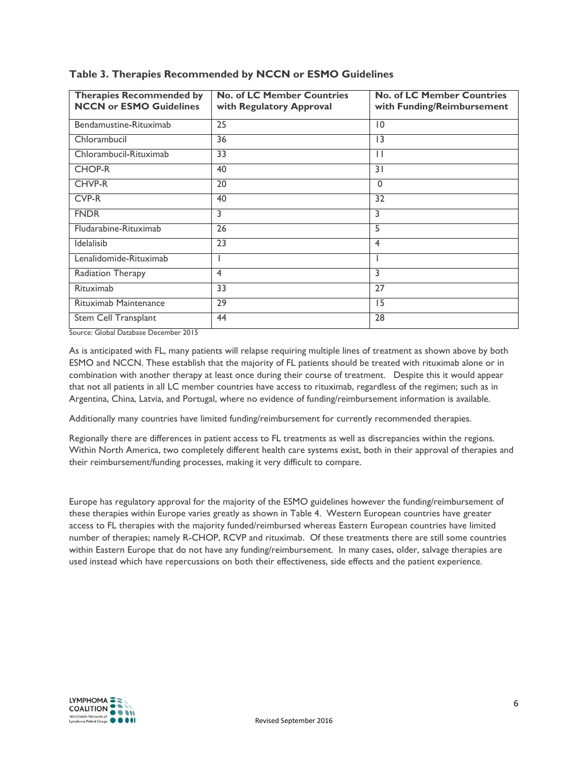**Table 3. Therapies Recommended by NCCN or ESMO Guidelines**

| Therapies Recommended by NCCN or ESMO Guidelines | No. of LC Member Countries with Regulatory Approval | No. of LC Member Countries with Funding/Reimbursement |
|---|---|---|
| Bendamustine-Rituximab | 25 | 10 |
| Chlorambucil | 36 | 13 |
| Chlorambucil-Rituximab | 33 | 11 |
| CHOP-R | 40 | 31 |
| CHVP-R | 20 | 0 |
| CVP-R | 40 | 32 |
| FNDR | 3 | 3 |
| Fludarabine-Rituximab | 26 | 5 |
| Idelalisib | 23 | 4 |
| Lenalidomide-Rituximab | 1 | 1 |
| Radiation Therapy | 4 | 3 |
| Rituximab | 33 | 27 |
| Rituximab Maintenance | 29 | 15 |
| Stem Cell Transplant | 44 | 28 |

Source: Global Database December 2015

As is anticipated with FL, many patients will relapse requiring multiple lines of treatment as shown above by both ESMO and NCCN. These establish that the majority of FL patients should be treated with rituximab alone or in combination with another therapy at least once during their course of treatment. Despite this it would appear that not all patients in all LC member countries have access to rituximab, regardless of the regimen; such as in Argentina, China, Latvia, and Portugal, where no evidence of funding/reimbursement information is available.

Additionally many countries have limited funding/reimbursement for currently recommended therapies.

Regionally there are differences in patient access to FL treatments as well as discrepancies within the regions. Within North America, two completely different health care systems exist, both in their approval of therapies and their reimbursement/funding processes, making it very difficult to compare.

Europe has regulatory approval for the majority of the ESMO guidelines however the funding/reimbursement of these therapies within Europe varies greatly as shown in Table 4. Western European countries have greater access to FL therapies with the majority funded/reimbursed whereas Eastern European countries have limited number of therapies; namely R-CHOP, RCVP and rituximab. Of these treatments there are still some countries within Eastern Europe that do not have any funding/reimbursement. In many cases, older, salvage therapies are used instead which have repercussions on both their effectiveness, side effects and the patient experience.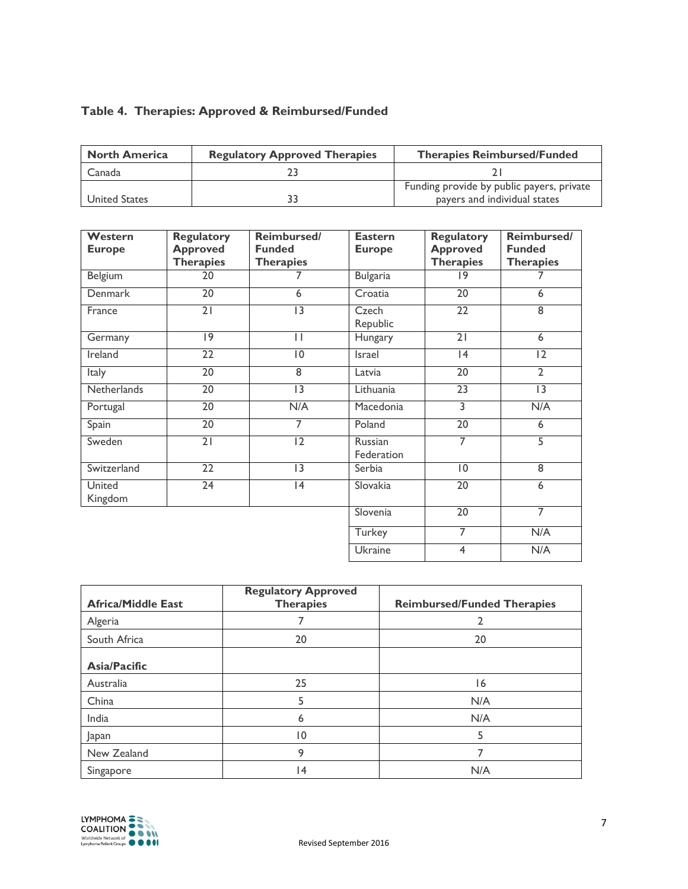### Table 4. Therapies: Approved & Reimbursed/Funded

| North America | Regulatory Approved Therapies | Therapies Reimbursed/Funded |
|---|---|---|
| Canada | 23 | 21 |
| United States | 33 | Funding provide by public payers, private payers and individual states |

| Western Europe | Regulatory Approved Therapies | Reimbursed/ Funded Therapies | Eastern Europe | Regulatory Approved Therapies | Reimbursed/ Funded Therapies |
|---|---|---|---|---|---|
| Belgium | 20 | 7 | Bulgaria | 19 | 7 |
| Denmark | 20 | 6 | Croatia | 20 | 6 |
| France | 21 | 13 | Czech Republic | 22 | 8 |
| Germany | 19 | 11 | Hungary | 21 | 6 |
| Ireland | 22 | 10 | Israel | 14 | 12 |
| Italy | 20 | 8 | Latvia | 20 | 2 |
| Netherlands | 20 | 13 | Lithuania | 23 | 13 |
| Portugal | 20 | N/A | Macedonia | 3 | N/A |
| Spain | 20 | 7 | Poland | 20 | 6 |
| Sweden | 21 | 12 | Russian Federation | 7 | 5 |
| Switzerland | 22 | 13 | Serbia | 10 | 8 |
| United Kingdom | 24 | 14 | Slovakia | 20 | 6 |
| | | | Slovenia | 20 | 7 |
| | | | Turkey | 7 | N/A |
| | | | Ukraine | 4 | N/A |

| Africa/Middle East | Regulatory Approved Therapies | Reimbursed/Funded Therapies |
|---|---|---|
| Algeria | 7 | 2 |
| South Africa | 20 | 20 |
| **Asia/Pacific** | | |
| Australia | 25 | 16 |
| China | 5 | N/A |
| India | 6 | N/A |
| Japan | 10 | 5 |
| New Zealand | 9 | 7 |
| Singapore | 14 | N/A |

Revised September 2016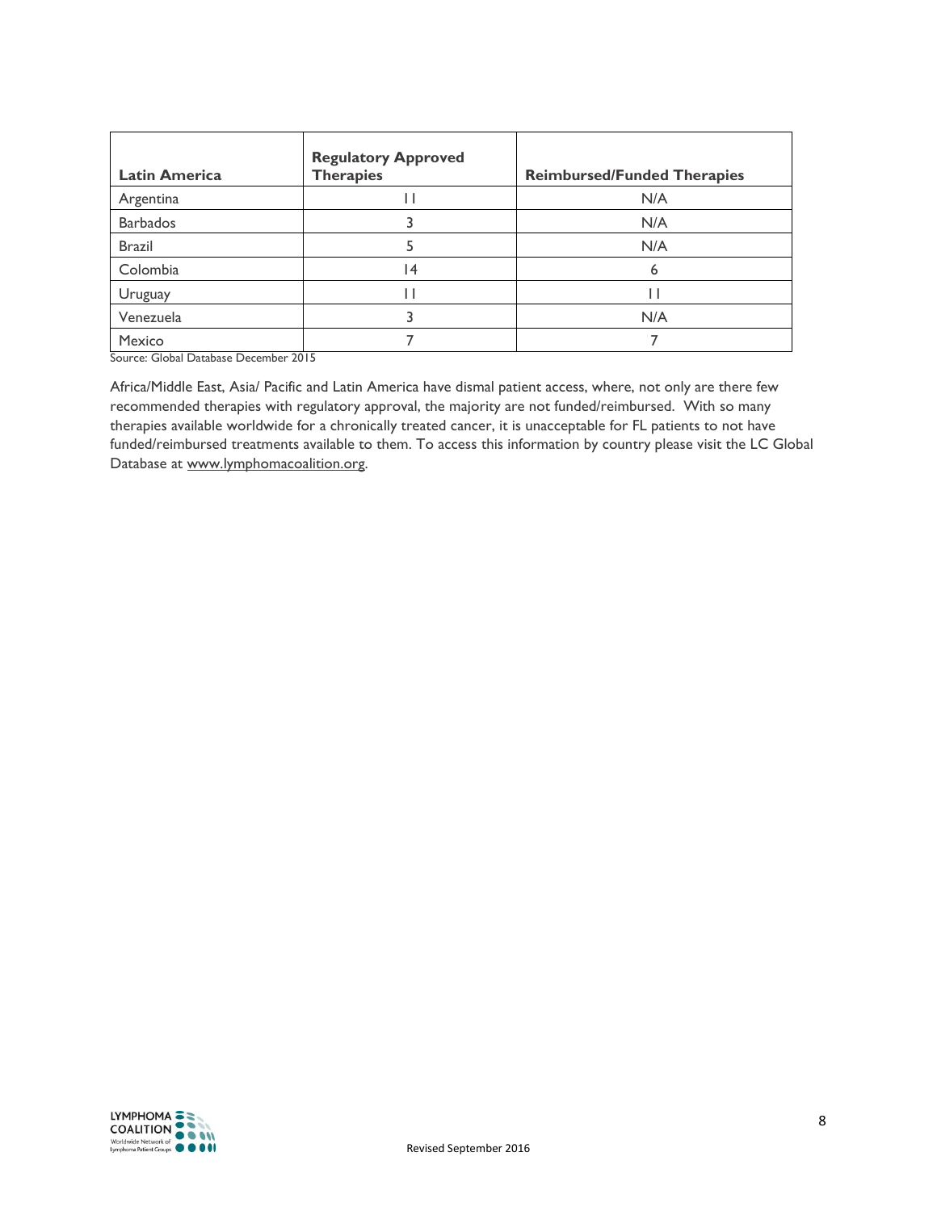| Latin America | Regulatory Approved Therapies | Reimbursed/Funded Therapies |
|---|---|---|
| Argentina | 11 | N/A |
| Barbados | 3 | N/A |
| Brazil | 5 | N/A |
| Colombia | 14 | 6 |
| Uruguay | 11 | 11 |
| Venezuela | 3 | N/A |
| Mexico | 7 | 7 |

Source: Global Database December 2015

Africa/Middle East, Asia/ Pacific and Latin America have dismal patient access, where, not only are there few recommended therapies with regulatory approval, the majority are not funded/reimbursed. With so many therapies available worldwide for a chronically treated cancer, it is unacceptable for FL patients to not have funded/reimbursed treatments available to them. To access this information by country please visit the LC Global Database at www.lymphomacoalition.org.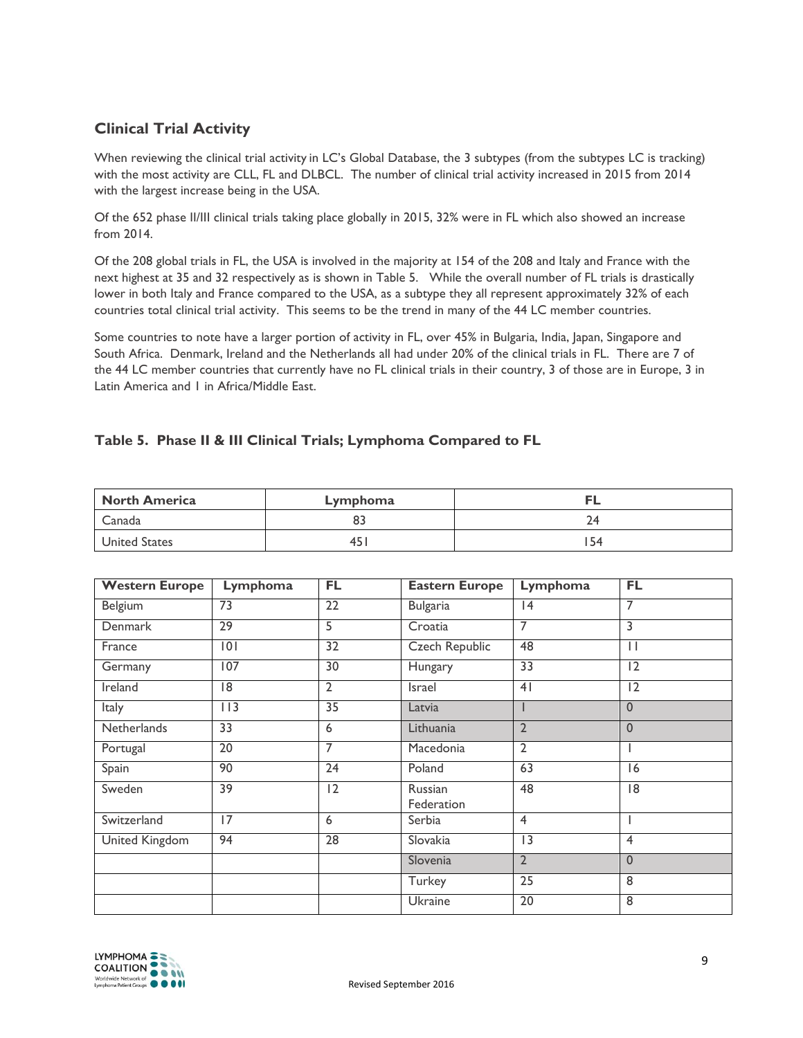## Clinical Trial Activity

When reviewing the clinical trial activity in LC's Global Database, the 3 subtypes (from the subtypes LC is tracking) with the most activity are CLL, FL and DLBCL. The number of clinical trial activity increased in 2015 from 2014 with the largest increase being in the USA.

Of the 652 phase II/III clinical trials taking place globally in 2015, 32% were in FL which also showed an increase from 2014.

Of the 208 global trials in FL, the USA is involved in the majority at 154 of the 208 and Italy and France with the next highest at 35 and 32 respectively as is shown in Table 5. While the overall number of FL trials is drastically lower in both Italy and France compared to the USA, as a subtype they all represent approximately 32% of each countries total clinical trial activity. This seems to be the trend in many of the 44 LC member countries.

Some countries to note have a larger portion of activity in FL, over 45% in Bulgaria, India, Japan, Singapore and South Africa. Denmark, Ireland and the Netherlands all had under 20% of the clinical trials in FL. There are 7 of the 44 LC member countries that currently have no FL clinical trials in their country, 3 of those are in Europe, 3 in Latin America and 1 in Africa/Middle East.

### Table 5. Phase II & III Clinical Trials; Lymphoma Compared to FL

| North America | Lymphoma | FL |
|---|---|---|
| Canada | 83 | 24 |
| United States | 451 | 154 |

| Western Europe | Lymphoma | FL | Eastern Europe | Lymphoma | FL |
|---|---|---|---|---|---|
| Belgium | 73 | 22 | Bulgaria | 14 | 7 |
| Denmark | 29 | 5 | Croatia | 7 | 3 |
| France | 101 | 32 | Czech Republic | 48 | 11 |
| Germany | 107 | 30 | Hungary | 33 | 12 |
| Ireland | 18 | 2 | Israel | 41 | 12 |
| Italy | 113 | 35 | Latvia | 1 | 0 |
| Netherlands | 33 | 6 | Lithuania | 2 | 0 |
| Portugal | 20 | 7 | Macedonia | 2 | 1 |
| Spain | 90 | 24 | Poland | 63 | 16 |
| Sweden | 39 | 12 | Russian Federation | 48 | 18 |
| Switzerland | 17 | 6 | Serbia | 4 | 1 |
| United Kingdom | 94 | 28 | Slovakia | 13 | 4 |
| | | | Slovenia | 2 | 0 |
| | | | Turkey | 25 | 8 |
| | | | Ukraine | 20 | 8 |

Revised September 2016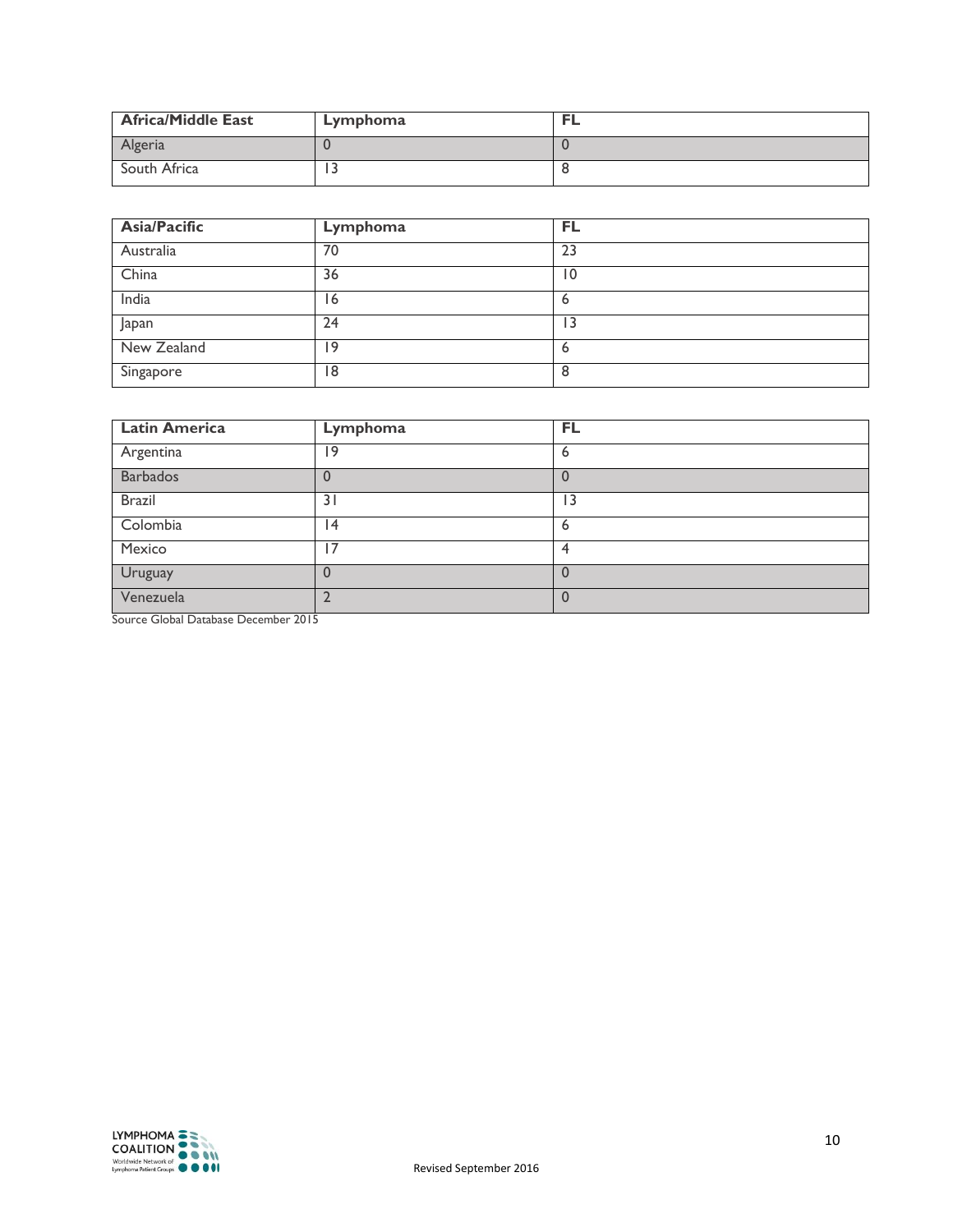| Africa/Middle East | Lymphoma | FL |
|---|---|---|
| Algeria | 0 | 0 |
| South Africa | 13 | 8 |

| Asia/Pacific | Lymphoma | FL |
|---|---|---|
| Australia | 70 | 23 |
| China | 36 | 10 |
| India | 16 | 6 |
| Japan | 24 | 13 |
| New Zealand | 19 | 6 |
| Singapore | 18 | 8 |

| Latin America | Lymphoma | FL |
|---|---|---|
| Argentina | 19 | 6 |
| Barbados | 0 | 0 |
| Brazil | 31 | 13 |
| Colombia | 14 | 6 |
| Mexico | 17 | 4 |
| Uruguay | 0 | 0 |
| Venezuela | 2 | 0 |

Source Global Database December 2015

Revised September 2016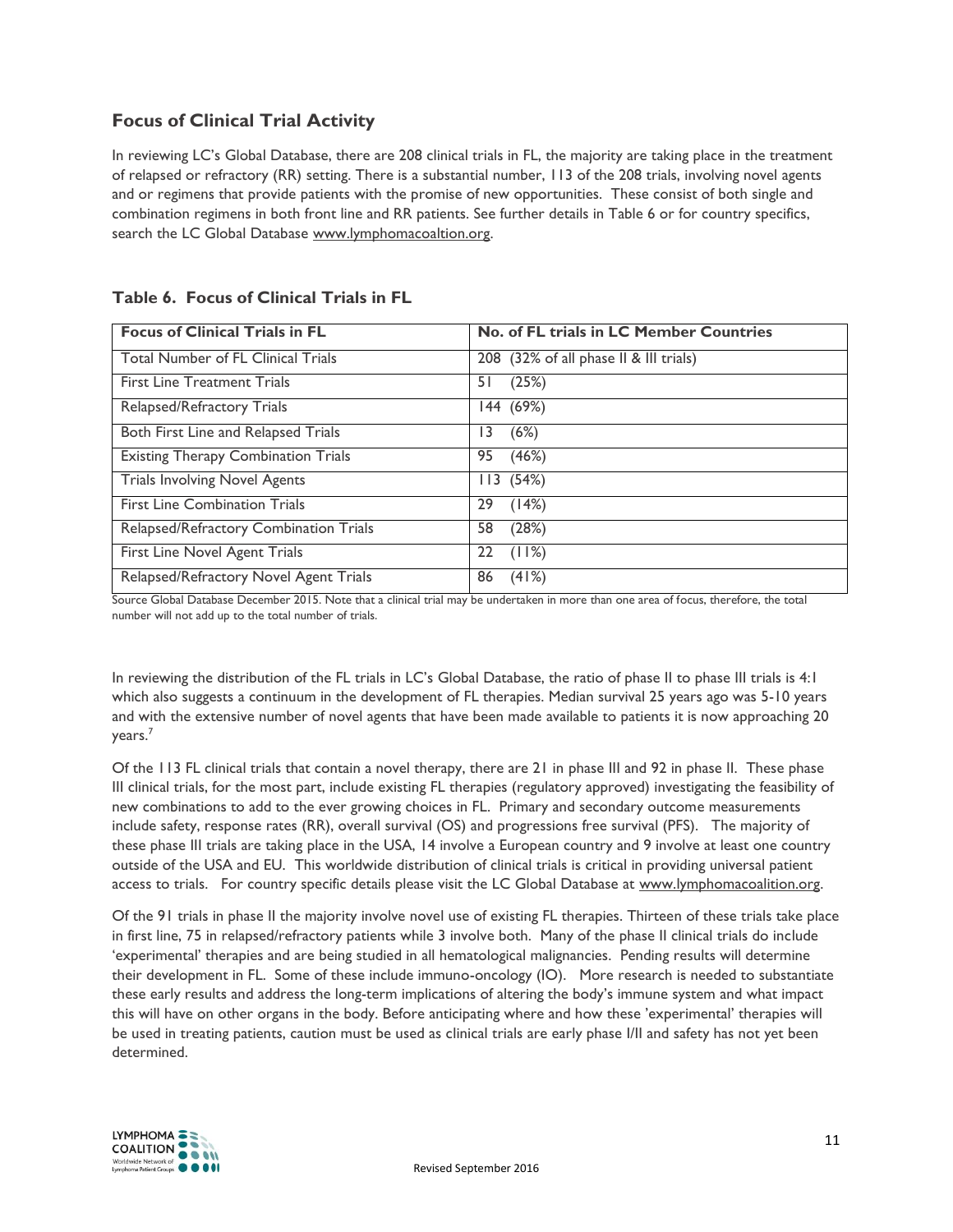## Focus of Clinical Trial Activity

In reviewing LC's Global Database, there are 208 clinical trials in FL, the majority are taking place in the treatment of relapsed or refractory (RR) setting. There is a substantial number, 113 of the 208 trials, involving novel agents and or regimens that provide patients with the promise of new opportunities. These consist of both single and combination regimens in both front line and RR patients. See further details in Table 6 or for country specifics, search the LC Global Database www.lymphomacoaltion.org.

### Table 6. Focus of Clinical Trials in FL

| Focus of Clinical Trials in FL | No. of FL trials in LC Member Countries |
|---|---|
| Total Number of FL Clinical Trials | 208 (32% of all phase II & III trials) |
| First Line Treatment Trials | 51 (25%) |
| Relapsed/Refractory Trials | 144 (69%) |
| Both First Line and Relapsed Trials | 13 (6%) |
| Existing Therapy Combination Trials | 95 (46%) |
| Trials Involving Novel Agents | 113 (54%) |
| First Line Combination Trials | 29 (14%) |
| Relapsed/Refractory Combination Trials | 58 (28%) |
| First Line Novel Agent Trials | 22 (11%) |
| Relapsed/Refractory Novel Agent Trials | 86 (41%) |

Source Global Database December 2015. Note that a clinical trial may be undertaken in more than one area of focus, therefore, the total number will not add up to the total number of trials.

In reviewing the distribution of the FL trials in LC's Global Database, the ratio of phase II to phase III trials is 4:1 which also suggests a continuum in the development of FL therapies. Median survival 25 years ago was 5-10 years and with the extensive number of novel agents that have been made available to patients it is now approaching 20 years.[7]

Of the 113 FL clinical trials that contain a novel therapy, there are 21 in phase III and 92 in phase II. These phase III clinical trials, for the most part, include existing FL therapies (regulatory approved) investigating the feasibility of new combinations to add to the ever growing choices in FL. Primary and secondary outcome measurements include safety, response rates (RR), overall survival (OS) and progressions free survival (PFS). The majority of these phase III trials are taking place in the USA, 14 involve a European country and 9 involve at least one country outside of the USA and EU. This worldwide distribution of clinical trials is critical in providing universal patient access to trials. For country specific details please visit the LC Global Database at www.lymphomacoalition.org.

Of the 91 trials in phase II the majority involve novel use of existing FL therapies. Thirteen of these trials take place in first line, 75 in relapsed/refractory patients while 3 involve both. Many of the phase II clinical trials do include 'experimental' therapies and are being studied in all hematological malignancies. Pending results will determine their development in FL. Some of these include immuno-oncology (IO). More research is needed to substantiate these early results and address the long-term implications of altering the body's immune system and what impact this will have on other organs in the body. Before anticipating where and how these 'experimental' therapies will be used in treating patients, caution must be used as clinical trials are early phase I/II and safety has not yet been determined.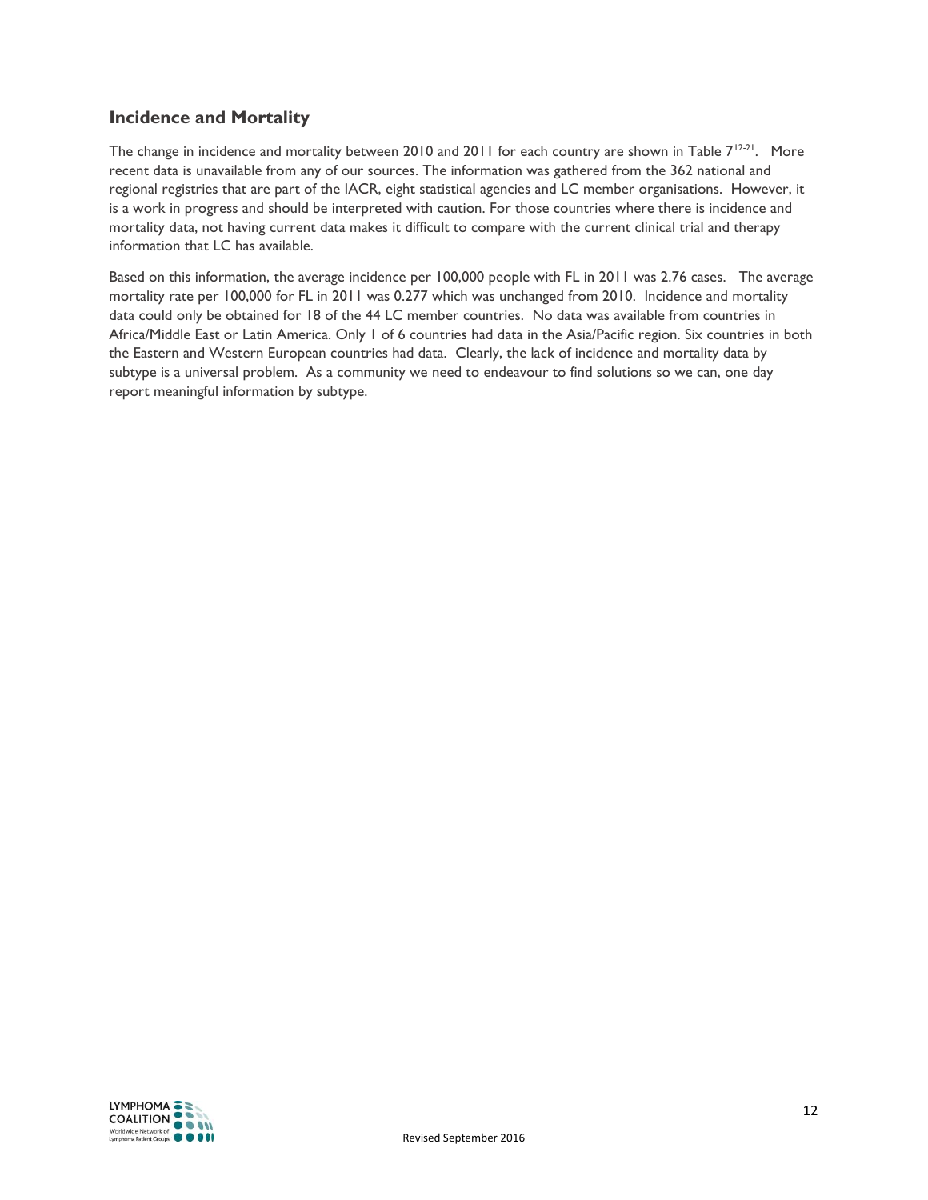## Incidence and Mortality

The change in incidence and mortality between 2010 and 2011 for each country are shown in Table 7[12-21]. More recent data is unavailable from any of our sources. The information was gathered from the 362 national and regional registries that are part of the IACR, eight statistical agencies and LC member organisations. However, it is a work in progress and should be interpreted with caution. For those countries where there is incidence and mortality data, not having current data makes it difficult to compare with the current clinical trial and therapy information that LC has available.

Based on this information, the average incidence per 100,000 people with FL in 2011 was 2.76 cases. The average mortality rate per 100,000 for FL in 2011 was 0.277 which was unchanged from 2010. Incidence and mortality data could only be obtained for 18 of the 44 LC member countries. No data was available from countries in Africa/Middle East or Latin America. Only 1 of 6 countries had data in the Asia/Pacific region. Six countries in both the Eastern and Western European countries had data. Clearly, the lack of incidence and mortality data by subtype is a universal problem. As a community we need to endeavour to find solutions so we can, one day report meaningful information by subtype.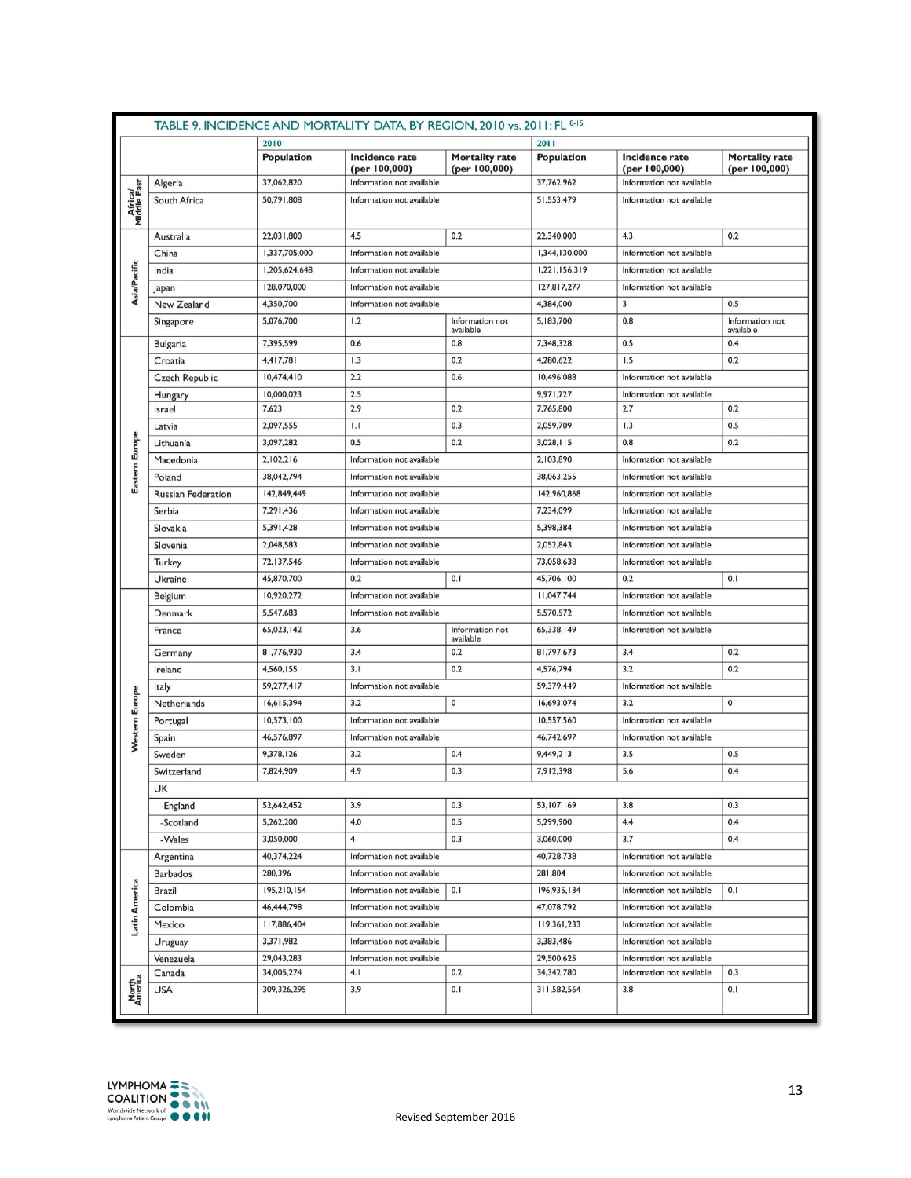## TABLE 9. INCIDENCE AND MORTALITY DATA, BY REGION, 2010 vs. 2011: FL [8-15]

| Region | Country | 2010 Population | 2010 Incidence rate (per 100,000) | 2010 Mortality rate (per 100,000) | 2011 Population | 2011 Incidence rate (per 100,000) | 2011 Mortality rate (per 100,000) |
|---|---|---|---|---|---|---|---|
| Africa/ Middle East | Algeria | 37,062,820 | Information not available | | 37,762,962 | Information not available | |
| | South Africa | 50,791,808 | Information not available | | 51,553,479 | Information not available | |
| Asia/Pacific | Australia | 22,031,800 | 4.5 | 0.2 | 22,340,000 | 4.3 | 0.2 |
| | China | 1,337,705,000 | Information not available | | 1,344,130,000 | Information not available | |
| | India | 1,205,624,648 | Information not available | | 1,221,156,319 | Information not available | |
| | Japan | 128,070,000 | Information not available | | 127,817,277 | Information not available | |
| | New Zealand | 4,350,700 | Information not available | | 4,384,000 | 3 | 0.5 |
| | Singapore | 5,076,700 | 1.2 | Information not available | 5,183,700 | 0.8 | Information not available |
| Eastern Europe | Bulgaria | 7,395,599 | 0.6 | 0.8 | 7,348,328 | 0.5 | 0.4 |
| | Croatia | 4,417,781 | 1.3 | 0.2 | 4,280,622 | 1.5 | 0.2 |
| | Czech Republic | 10,474,410 | 2.2 | 0.6 | 10,496,088 | Information not available | |
| | Hungary | 10,000,023 | 2.5 | | 9,971,727 | Information not available | |
| | Israel | 7,623 | 2.9 | 0.2 | 7,765,800 | 2.7 | 0.2 |
| | Latvia | 2,097,555 | 1.1 | 0.3 | 2,059,709 | 1.3 | 0.5 |
| | Lithuania | 3,097,282 | 0.5 | 0.2 | 3,028,115 | 0.8 | 0.2 |
| | Macedonia | 2,102,216 | Information not available | | 2,103,890 | Information not available | |
| | Poland | 38,042,794 | Information not available | | 38,063,255 | Information not available | |
| | Russian Federation | 142,849,449 | Information not available | | 142,960,868 | Information not available | |
| | Serbia | 7,291,436 | Information not available | | 7,234,099 | Information not available | |
| | Slovakia | 5,391,428 | Information not available | | 5,398,384 | Information not available | |
| | Slovenia | 2,048,583 | Information not available | | 2,052,843 | Information not available | |
| | Turkey | 72,137,546 | Information not available | | 73,058,638 | Information not available | |
| | Ukraine | 45,870,700 | 0.2 | 0.1 | 45,706,100 | 0.2 | 0.1 |
| Western Europe | Belgium | 10,920,272 | Information not available | | 11,047,744 | Information not available | |
| | Denmark | 5,547,683 | Information not available | | 5,570,572 | Information not available | |
| | France | 65,023,142 | 3.6 | Information not available | 65,338,149 | Information not available | |
| | Germany | 81,776,930 | 3.4 | 0.2 | 81,797,673 | 3.4 | 0.2 |
| | Ireland | 4,560,155 | 3.1 | 0.2 | 4,576,794 | 3.2 | 0.2 |
| | Italy | 59,277,417 | Information not available | | 59,379,449 | Information not available | |
| | Netherlands | 16,615,394 | 3.2 | 0 | 16,693,074 | 3.2 | 0 |
| | Portugal | 10,573,100 | Information not available | | 10,557,560 | Information not available | |
| | Spain | 46,576,897 | Information not available | | 46,742,697 | Information not available | |
| | Sweden | 9,378,126 | 3.2 | 0.4 | 9,449,213 | 3.5 | 0.5 |
| | Switzerland | 7,824,909 | 4.9 | 0.3 | 7,912,398 | 5.6 | 0.4 |
| | UK | | | | | | |
| | -England | 52,642,452 | 3.9 | 0.3 | 53,107,169 | 3.8 | 0.3 |
| | -Scotland | 5,262,200 | 4.0 | 0.5 | 5,299,900 | 4.4 | 0.4 |
| | -Wales | 3,050,000 | 4 | 0.3 | 3,060,000 | 3.7 | 0.4 |
| Latin America | Argentina | 40,374,224 | Information not available | | 40,728,738 | Information not available | |
| | Barbados | 280,396 | Information not available | | 281,804 | Information not available | |
| | Brazil | 195,210,154 | Information not available | 0.1 | 196,935,134 | Information not available | 0.1 |
| | Colombia | 46,444,798 | Information not available | | 47,078,792 | Information not available | |
| | Mexico | 117,886,404 | Information not available | | 119,361,233 | Information not available | |
| | Uruguay | 3,371,982 | Information not available | | 3,383,486 | Information not available | |
| | Venezuela | 29,043,283 | Information not available | | 29,500,625 | Information not available | |
| North America | Canada | 34,005,274 | 4.1 | 0.2 | 34,342,780 | Information not available | 0.3 |
| | USA | 309,326,295 | 3.9 | 0.1 | 311,582,564 | 3.8 | 0.1 |

Revised September 2016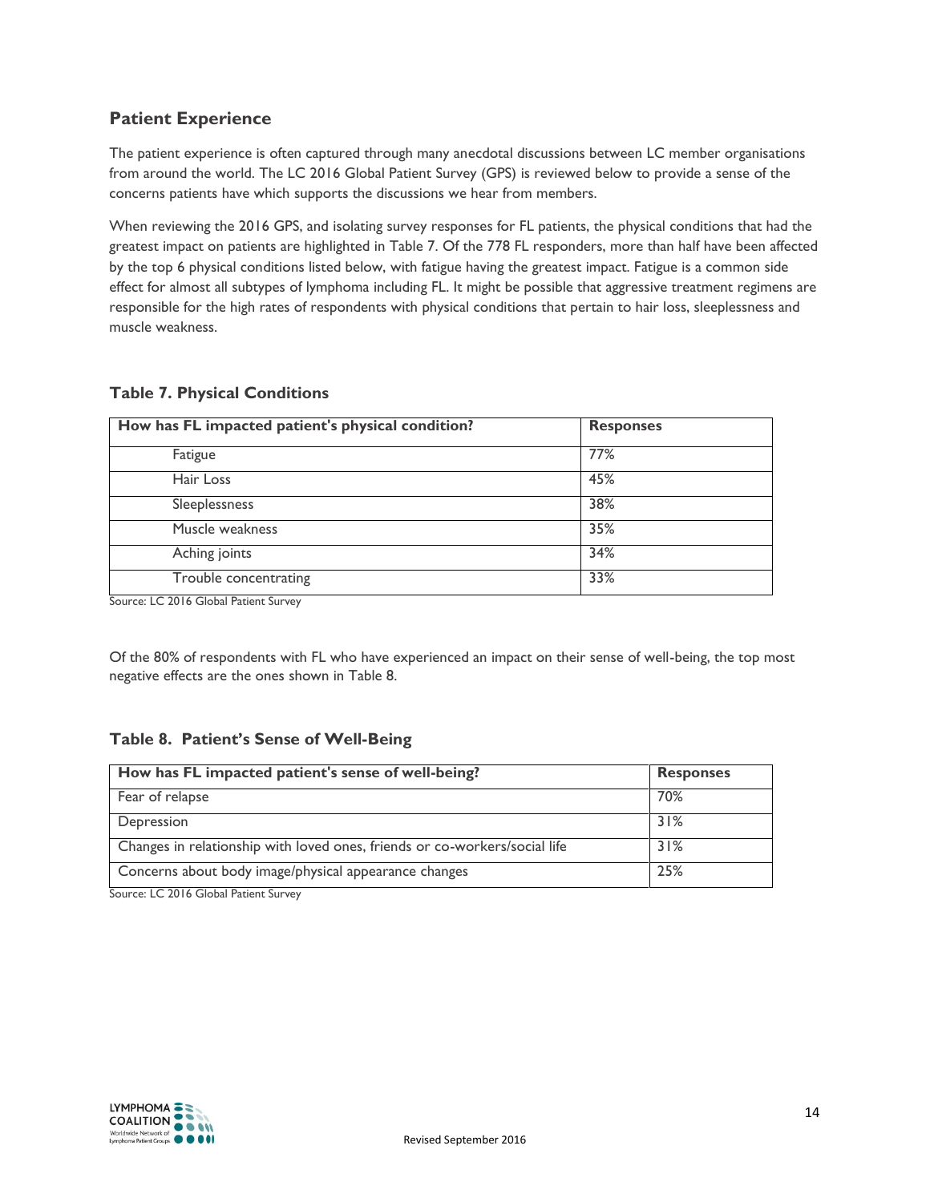## Patient Experience

The patient experience is often captured through many anecdotal discussions between LC member organisations from around the world. The LC 2016 Global Patient Survey (GPS) is reviewed below to provide a sense of the concerns patients have which supports the discussions we hear from members.

When reviewing the 2016 GPS, and isolating survey responses for FL patients, the physical conditions that had the greatest impact on patients are highlighted in Table 7. Of the 778 FL responders, more than half have been affected by the top 6 physical conditions listed below, with fatigue having the greatest impact. Fatigue is a common side effect for almost all subtypes of lymphoma including FL. It might be possible that aggressive treatment regimens are responsible for the high rates of respondents with physical conditions that pertain to hair loss, sleeplessness and muscle weakness.

### Table 7. Physical Conditions

| How has FL impacted patient's physical condition? | Responses |
|---|---|
| Fatigue | 77% |
| Hair Loss | 45% |
| Sleeplessness | 38% |
| Muscle weakness | 35% |
| Aching joints | 34% |
| Trouble concentrating | 33% |

Source: LC 2016 Global Patient Survey

Of the 80% of respondents with FL who have experienced an impact on their sense of well-being, the top most negative effects are the ones shown in Table 8.

### Table 8. Patient's Sense of Well-Being

| How has FL impacted patient's sense of well-being? | Responses |
|---|---|
| Fear of relapse | 70% |
| Depression | 31% |
| Changes in relationship with loved ones, friends or co-workers/social life | 31% |
| Concerns about body image/physical appearance changes | 25% |

Source: LC 2016 Global Patient Survey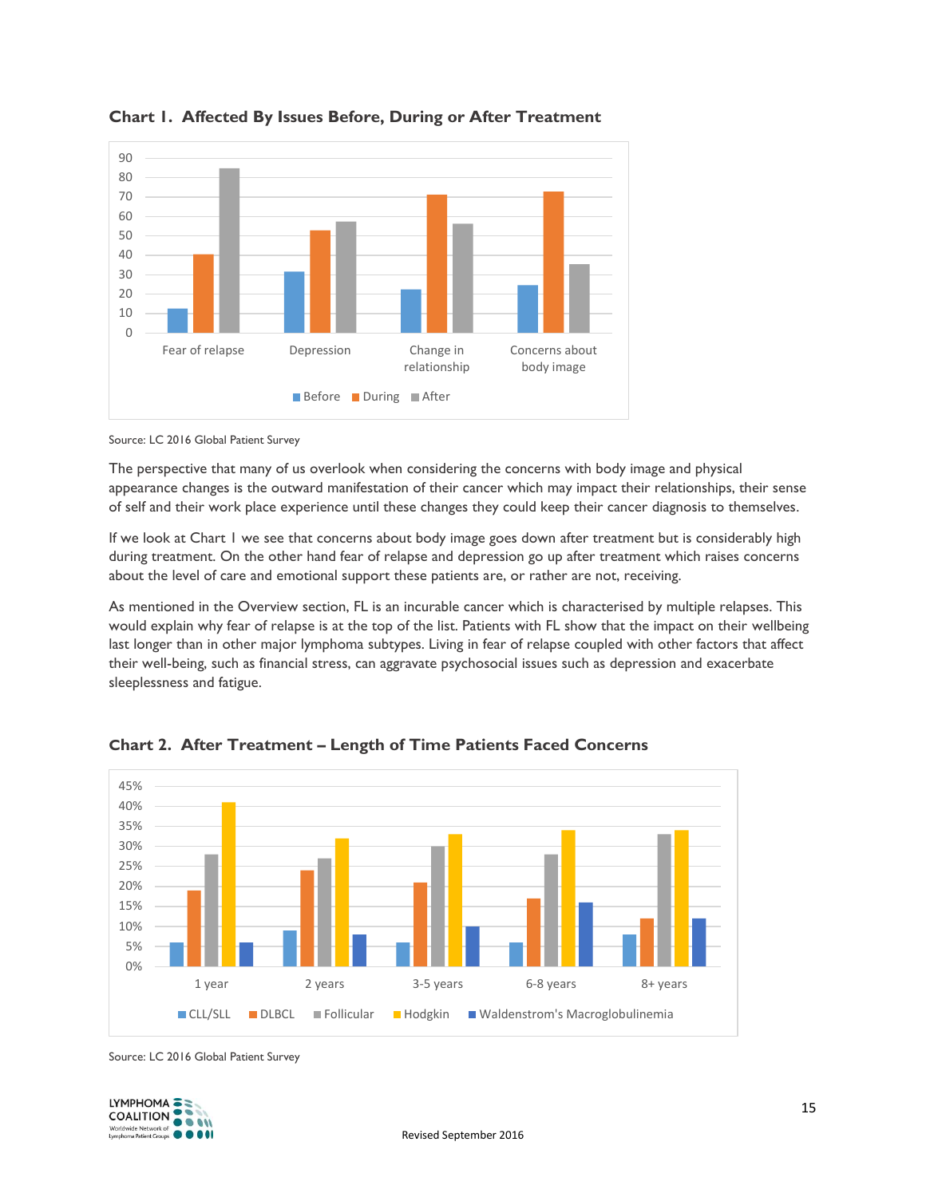**Chart 1. Affected By Issues Before, During or After Treatment**

Source: LC 2016 Global Patient Survey

The perspective that many of us overlook when considering the concerns with body image and physical appearance changes is the outward manifestation of their cancer which may impact their relationships, their sense of self and their work place experience until these changes they could keep their cancer diagnosis to themselves.

If we look at Chart 1 we see that concerns about body image goes down after treatment but is considerably high during treatment. On the other hand fear of relapse and depression go up after treatment which raises concerns about the level of care and emotional support these patients are, or rather are not, receiving.

As mentioned in the Overview section, FL is an incurable cancer which is characterised by multiple relapses. This would explain why fear of relapse is at the top of the list. Patients with FL show that the impact on their wellbeing last longer than in other major lymphoma subtypes. Living in fear of relapse coupled with other factors that affect their well-being, such as financial stress, can aggravate psychosocial issues such as depression and exacerbate sleeplessness and fatigue.

**Chart 2. After Treatment – Length of Time Patients Faced Concerns**

Source: LC 2016 Global Patient Survey

Revised September 2016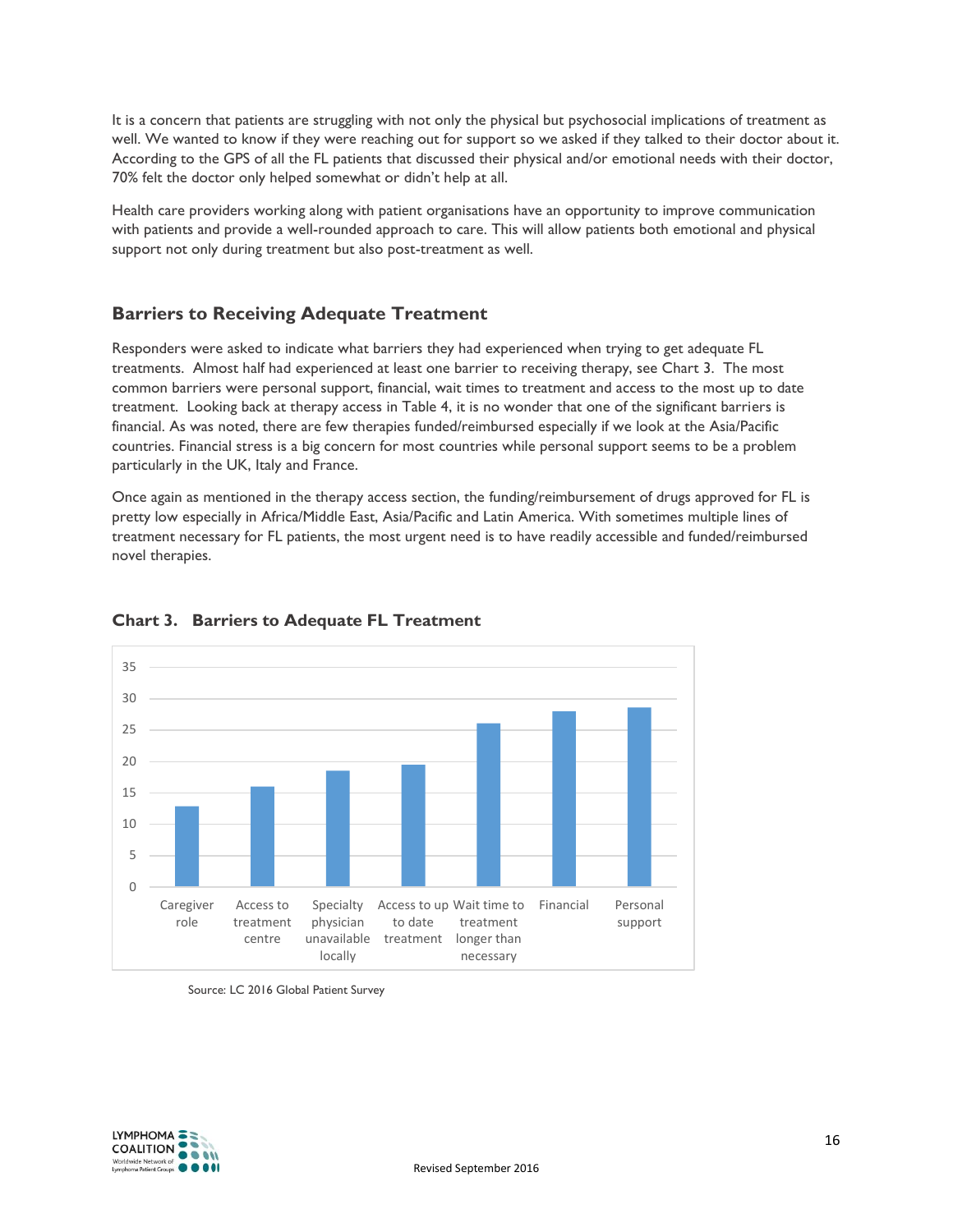It is a concern that patients are struggling with not only the physical but psychosocial implications of treatment as well. We wanted to know if they were reaching out for support so we asked if they talked to their doctor about it. According to the GPS of all the FL patients that discussed their physical and/or emotional needs with their doctor, 70% felt the doctor only helped somewhat or didn't help at all.

Health care providers working along with patient organisations have an opportunity to improve communication with patients and provide a well-rounded approach to care. This will allow patients both emotional and physical support not only during treatment but also post-treatment as well.

## Barriers to Receiving Adequate Treatment

Responders were asked to indicate what barriers they had experienced when trying to get adequate FL treatments. Almost half had experienced at least one barrier to receiving therapy, see Chart 3. The most common barriers were personal support, financial, wait times to treatment and access to the most up to date treatment. Looking back at therapy access in Table 4, it is no wonder that one of the significant barriers is financial. As was noted, there are few therapies funded/reimbursed especially if we look at the Asia/Pacific countries. Financial stress is a big concern for most countries while personal support seems to be a problem particularly in the UK, Italy and France.

Once again as mentioned in the therapy access section, the funding/reimbursement of drugs approved for FL is pretty low especially in Africa/Middle East, Asia/Pacific and Latin America. With sometimes multiple lines of treatment necessary for FL patients, the most urgent need is to have readily accessible and funded/reimbursed novel therapies.

### Chart 3. Barriers to Adequate FL Treatment

Source: LC 2016 Global Patient Survey

Revised September 2016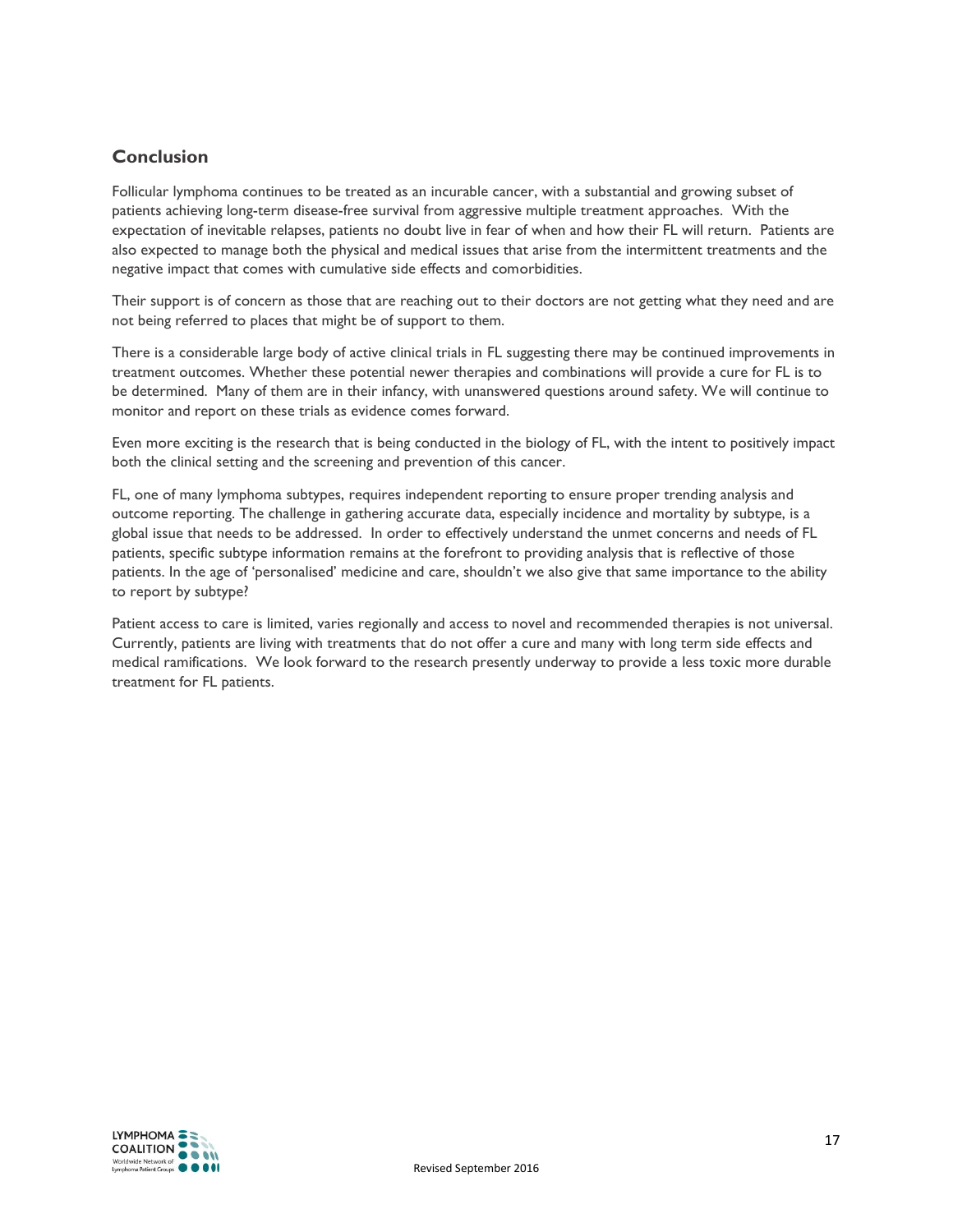## Conclusion

Follicular lymphoma continues to be treated as an incurable cancer, with a substantial and growing subset of patients achieving long-term disease-free survival from aggressive multiple treatment approaches. With the expectation of inevitable relapses, patients no doubt live in fear of when and how their FL will return. Patients are also expected to manage both the physical and medical issues that arise from the intermittent treatments and the negative impact that comes with cumulative side effects and comorbidities.

Their support is of concern as those that are reaching out to their doctors are not getting what they need and are not being referred to places that might be of support to them.

There is a considerable large body of active clinical trials in FL suggesting there may be continued improvements in treatment outcomes. Whether these potential newer therapies and combinations will provide a cure for FL is to be determined. Many of them are in their infancy, with unanswered questions around safety. We will continue to monitor and report on these trials as evidence comes forward.

Even more exciting is the research that is being conducted in the biology of FL, with the intent to positively impact both the clinical setting and the screening and prevention of this cancer.

FL, one of many lymphoma subtypes, requires independent reporting to ensure proper trending analysis and outcome reporting. The challenge in gathering accurate data, especially incidence and mortality by subtype, is a global issue that needs to be addressed. In order to effectively understand the unmet concerns and needs of FL patients, specific subtype information remains at the forefront to providing analysis that is reflective of those patients. In the age of 'personalised' medicine and care, shouldn't we also give that same importance to the ability to report by subtype?

Patient access to care is limited, varies regionally and access to novel and recommended therapies is not universal. Currently, patients are living with treatments that do not offer a cure and many with long term side effects and medical ramifications. We look forward to the research presently underway to provide a less toxic more durable treatment for FL patients.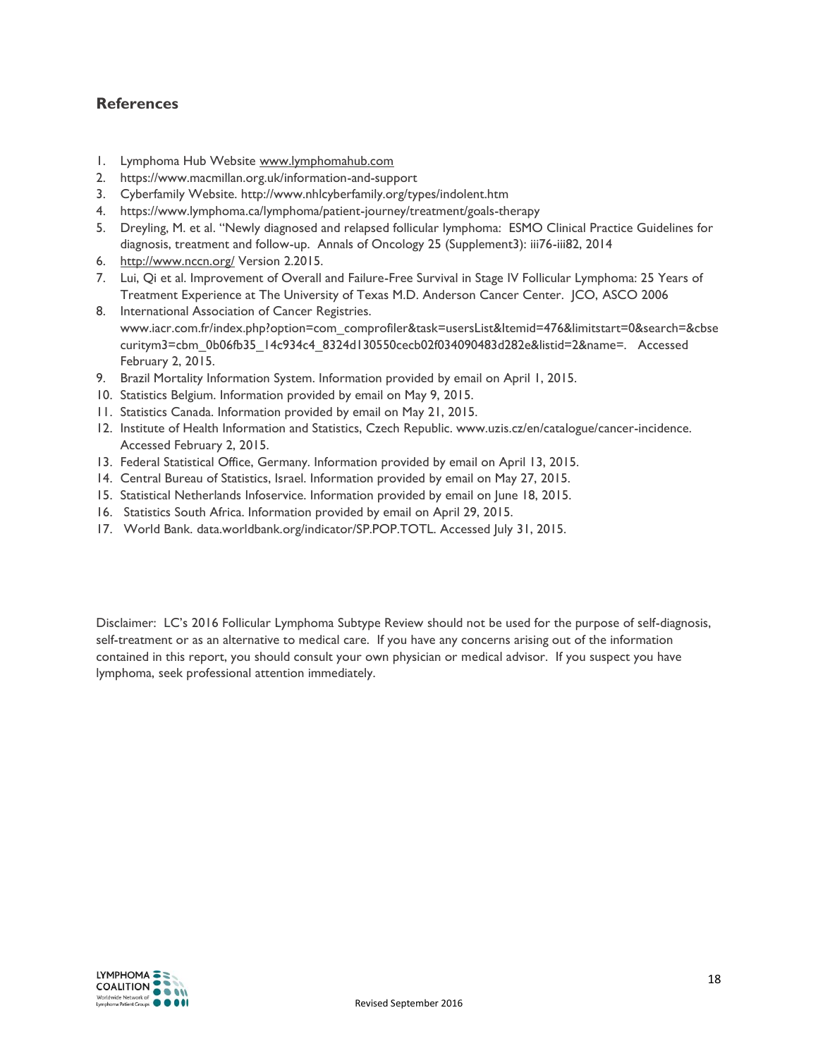## References

1. Lymphoma Hub Website www.lymphomahub.com
2. https://www.macmillan.org.uk/information-and-support
3. Cyberfamily Website. http://www.nhlcyberfamily.org/types/indolent.htm
4. https://www.lymphoma.ca/lymphoma/patient-journey/treatment/goals-therapy
5. Dreyling, M. et al. "Newly diagnosed and relapsed follicular lymphoma: ESMO Clinical Practice Guidelines for diagnosis, treatment and follow-up. Annals of Oncology 25 (Supplement3): iii76-iii82, 2014
6. http://www.nccn.org/ Version 2.2015.
7. Lui, Qi et al. Improvement of Overall and Failure-Free Survival in Stage IV Follicular Lymphoma: 25 Years of Treatment Experience at The University of Texas M.D. Anderson Cancer Center. JCO, ASCO 2006
8. International Association of Cancer Registries. www.iacr.com.fr/index.php?option=com_comprofiler&task=usersList&Itemid=476&limitstart=0&search=&cbsecuritym3=cbm_0b06fb35_14c934c4_8324d130550cecb02f034090483d282e&listid=2&name=. Accessed February 2, 2015.
9. Brazil Mortality Information System. Information provided by email on April 1, 2015.
10. Statistics Belgium. Information provided by email on May 9, 2015.
11. Statistics Canada. Information provided by email on May 21, 2015.
12. Institute of Health Information and Statistics, Czech Republic. www.uzis.cz/en/catalogue/cancer-incidence. Accessed February 2, 2015.
13. Federal Statistical Office, Germany. Information provided by email on April 13, 2015.
14. Central Bureau of Statistics, Israel. Information provided by email on May 27, 2015.
15. Statistical Netherlands Infoservice. Information provided by email on June 18, 2015.
16. Statistics South Africa. Information provided by email on April 29, 2015.
17. World Bank. data.worldbank.org/indicator/SP.POP.TOTL. Accessed July 31, 2015.

Disclaimer: LC's 2016 Follicular Lymphoma Subtype Review should not be used for the purpose of self-diagnosis, self-treatment or as an alternative to medical care. If you have any concerns arising out of the information contained in this report, you should consult your own physician or medical advisor. If you suspect you have lymphoma, seek professional attention immediately.